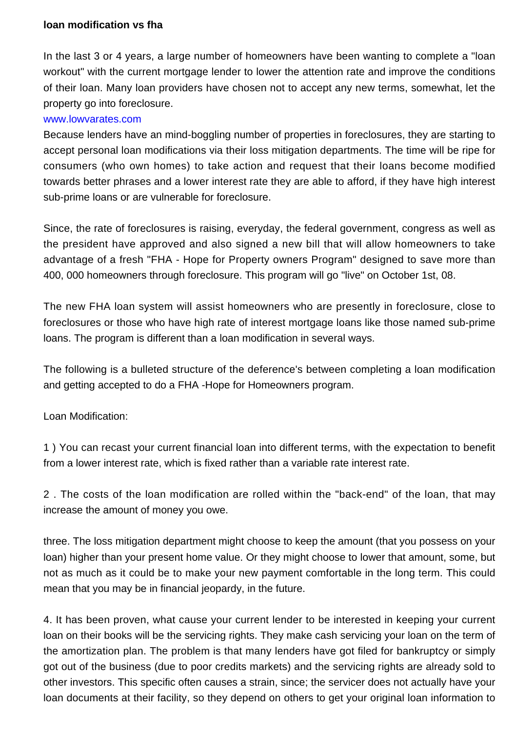**loan modification vs fha**

In the last 3 or 4 years, a large number of homeowners have been wanting to complete a "loan workout" with the current mortgage lender to lower the attention rate and improve the conditions of their loan. Many loan providers have chosen not to accept any new terms, somewhat, let the property go into foreclosure.

www.lowvarates.com

Because lenders have an mind-boggling number of properties in foreclosures, they are starting to accept personal loan modifications via their loss mitigation departments. The time will be ripe for consumers (who own homes) to take action and request that their loans become modified towards better phrases and a lower interest rate they are able to afford, if they have high interest sub-prime loans or are vulnerable for foreclosure.

Since, the rate of foreclosures is raising, everyday, the federal government, congress as well as the president have approved and also signed a new bill that will allow homeowners to take advantage of a fresh "FHA - Hope for Property owners Program" designed to save more than 400, 000 homeowners through foreclosure. This program will go "live" on October 1st, 08.

The new FHA loan system will assist homeowners who are presently in foreclosure, close to foreclosures or those who have high rate of interest mortgage loans like those named sub-prime loans. The program is different than a loan modification in several ways.

The following is a bulleted structure of the deference's between completing a loan modification and getting accepted to do a FHA -Hope for Homeowners program.

Loan Modification:

1 ) You can recast your current financial loan into different terms, with the expectation to benefit from a lower interest rate, which is fixed rather than a variable rate interest rate.

2 . The costs of the loan modification are rolled within the "back-end" of the loan, that may increase the amount of money you owe.

three. The loss mitigation department might choose to keep the amount (that you possess on your loan) higher than your present home value. Or they might choose to lower that amount, some, but not as much as it could be to make your new payment comfortable in the long term. This could mean that you may be in financial jeopardy, in the future.

4. It has been proven, what cause your current lender to be interested in keeping your current loan on their books will be the servicing rights. They make cash servicing your loan on the term of the amortization plan. The problem is that many lenders have got filed for bankruptcy or simply got out of the business (due to poor credits markets) and the servicing rights are already sold to other investors. This specific often causes a strain, since; the servicer does not actually have your loan documents at their facility, so they depend on others to get your original loan information to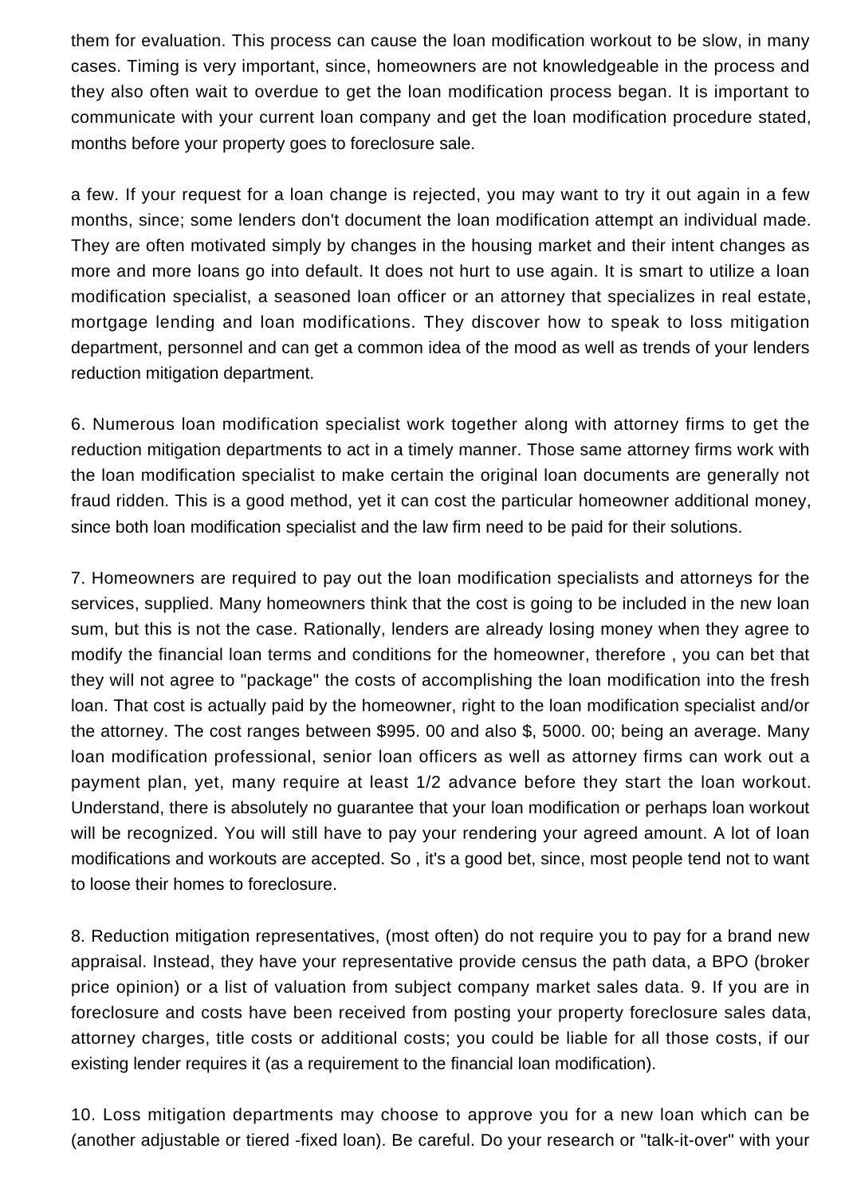them for evaluation. This process can cause the loan modification workout to be slow, in many cases. Timing is very important, since, homeowners are not knowledgeable in the process and they also often wait to overdue to get the loan modification process began. It is important to communicate with your current loan company and get the loan modification procedure stated, months before your property goes to foreclosure sale.

a few. If your request for a loan change is rejected, you may want to try it out again in a few months, since; some lenders don't document the loan modification attempt an individual made. They are often motivated simply by changes in the housing market and their intent changes as more and more loans go into default. It does not hurt to use again. It is smart to utilize a loan modification specialist, a seasoned loan officer or an attorney that specializes in real estate, mortgage lending and loan modifications. They discover how to speak to loss mitigation department, personnel and can get a common idea of the mood as well as trends of your lenders reduction mitigation department.

6. Numerous loan modification specialist work together along with attorney firms to get the reduction mitigation departments to act in a timely manner. Those same attorney firms work with the loan modification specialist to make certain the original loan documents are generally not fraud ridden. This is a good method, yet it can cost the particular homeowner additional money, since both loan modification specialist and the law firm need to be paid for their solutions.

7. Homeowners are required to pay out the loan modification specialists and attorneys for the services, supplied. Many homeowners think that the cost is going to be included in the new loan sum, but this is not the case. Rationally, lenders are already losing money when they agree to modify the financial loan terms and conditions for the homeowner, therefore , you can bet that they will not agree to "package" the costs of accomplishing the loan modification into the fresh loan. That cost is actually paid by the homeowner, right to the loan modification specialist and/or the attorney. The cost ranges between $995. 00 and also $, 5000. 00; being an average. Many loan modification professional, senior loan officers as well as attorney firms can work out a payment plan, yet, many require at least 1/2 advance before they start the loan workout. Understand, there is absolutely no guarantee that your loan modification or perhaps loan workout will be recognized. You will still have to pay your rendering your agreed amount. A lot of loan modifications and workouts are accepted. So , it's a good bet, since, most people tend not to want to loose their homes to foreclosure.

8. Reduction mitigation representatives, (most often) do not require you to pay for a brand new appraisal. Instead, they have your representative provide census the path data, a BPO (broker price opinion) or a list of valuation from subject company market sales data. 9. If you are in foreclosure and costs have been received from posting your property foreclosure sales data, attorney charges, title costs or additional costs; you could be liable for all those costs, if our existing lender requires it (as a requirement to the financial loan modification).

10. Loss mitigation departments may choose to approve you for a new loan which can be (another adjustable or tiered -fixed loan). Be careful. Do your research or "talk-it-over" with your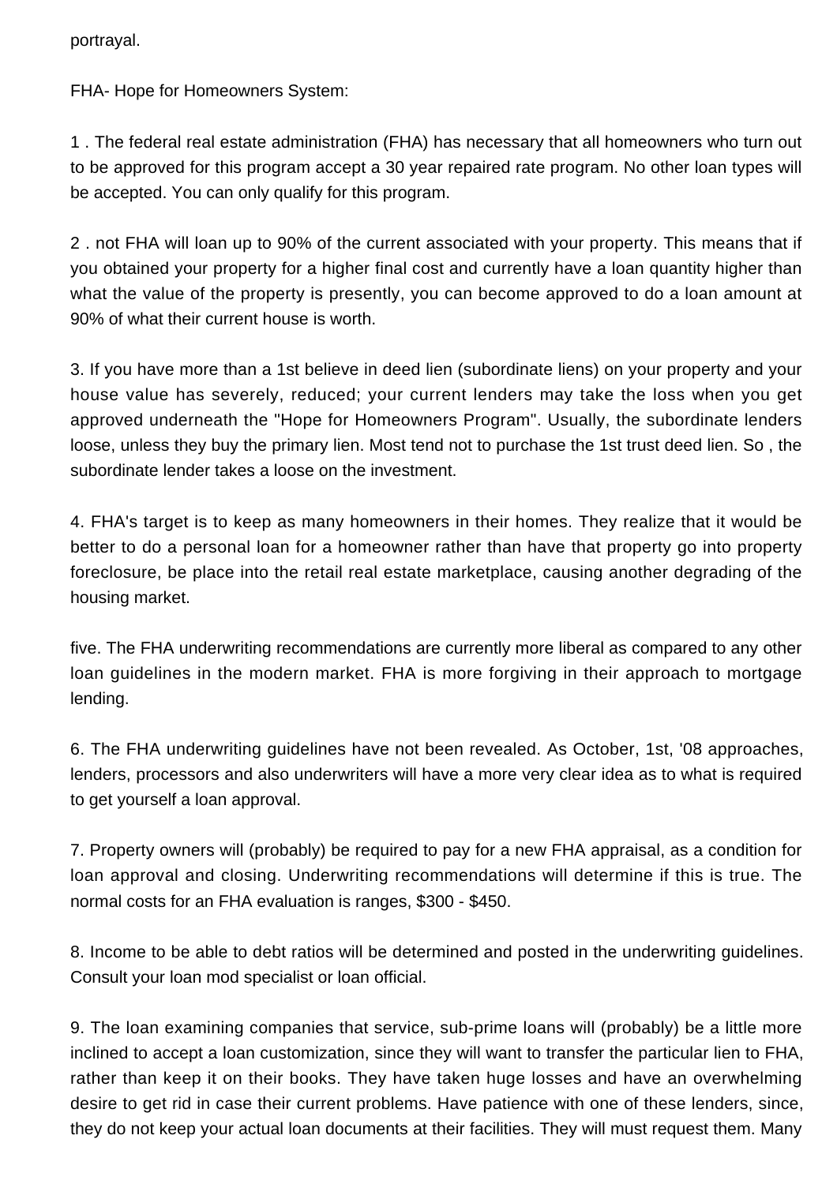portrayal.

FHA- Hope for Homeowners System:

1 . The federal real estate administration (FHA) has necessary that all homeowners who turn out to be approved for this program accept a 30 year repaired rate program. No other loan types will be accepted. You can only qualify for this program.

2 . not FHA will loan up to 90% of the current associated with your property. This means that if you obtained your property for a higher final cost and currently have a loan quantity higher than what the value of the property is presently, you can become approved to do a loan amount at 90% of what their current house is worth.

3. If you have more than a 1st believe in deed lien (subordinate liens) on your property and your house value has severely, reduced; your current lenders may take the loss when you get approved underneath the "Hope for Homeowners Program". Usually, the subordinate lenders loose, unless they buy the primary lien. Most tend not to purchase the 1st trust deed lien. So , the subordinate lender takes a loose on the investment.

4. FHA's target is to keep as many homeowners in their homes. They realize that it would be better to do a personal loan for a homeowner rather than have that property go into property foreclosure, be place into the retail real estate marketplace, causing another degrading of the housing market.

five. The FHA underwriting recommendations are currently more liberal as compared to any other loan guidelines in the modern market. FHA is more forgiving in their approach to mortgage lending.

6. The FHA underwriting guidelines have not been revealed. As October, 1st, '08 approaches, lenders, processors and also underwriters will have a more very clear idea as to what is required to get yourself a loan approval.

7. Property owners will (probably) be required to pay for a new FHA appraisal, as a condition for loan approval and closing. Underwriting recommendations will determine if this is true. The normal costs for an FHA evaluation is ranges, $300 - $450.

8. Income to be able to debt ratios will be determined and posted in the underwriting guidelines. Consult your loan mod specialist or loan official.

9. The loan examining companies that service, sub-prime loans will (probably) be a little more inclined to accept a loan customization, since they will want to transfer the particular lien to FHA, rather than keep it on their books. They have taken huge losses and have an overwhelming desire to get rid in case their current problems. Have patience with one of these lenders, since, they do not keep your actual loan documents at their facilities. They will must request them. Many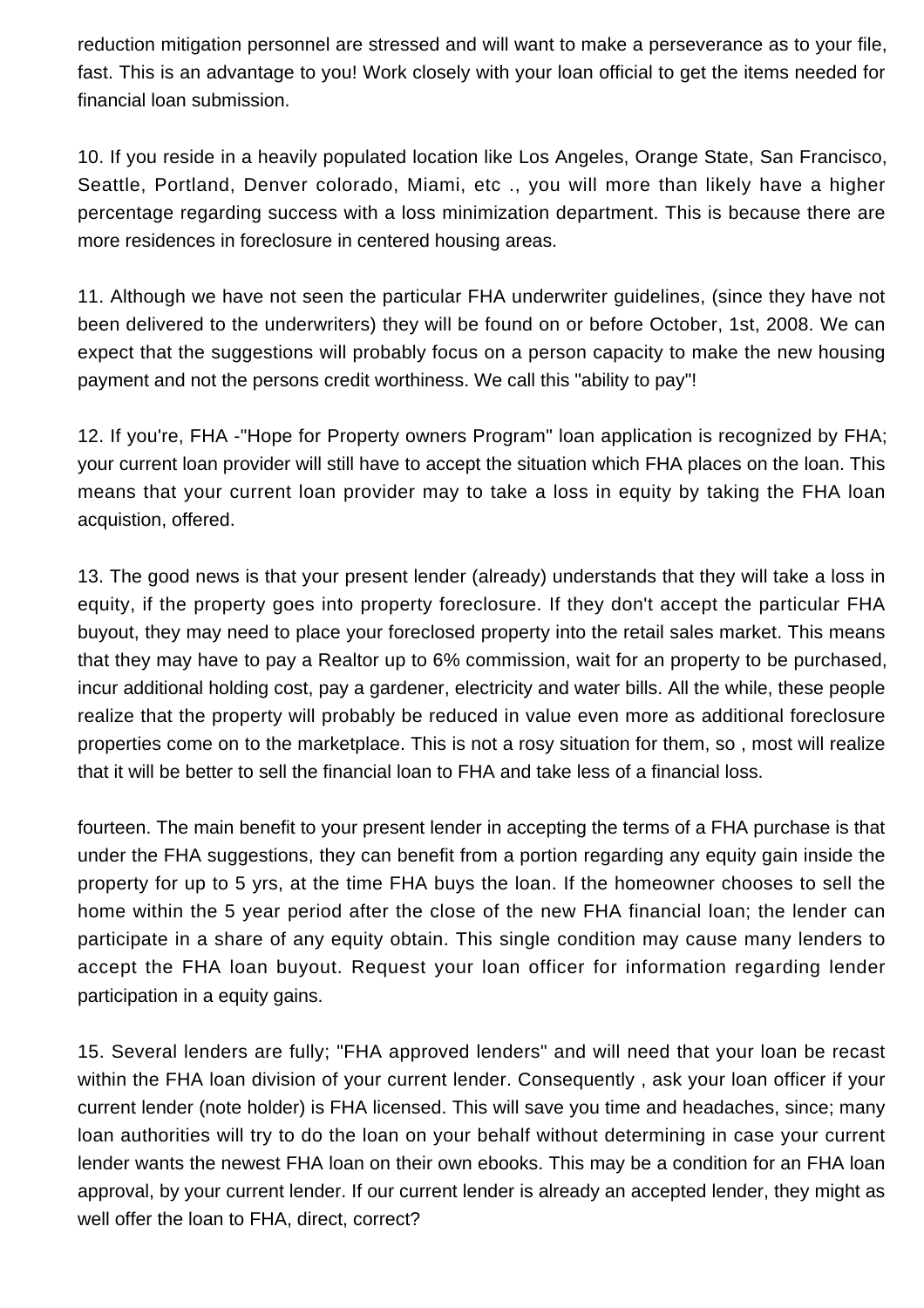reduction mitigation personnel are stressed and will want to make a perseverance as to your file, fast. This is an advantage to you! Work closely with your loan official to get the items needed for financial loan submission.

10. If you reside in a heavily populated location like Los Angeles, Orange State, San Francisco, Seattle, Portland, Denver colorado, Miami, etc ., you will more than likely have a higher percentage regarding success with a loss minimization department. This is because there are more residences in foreclosure in centered housing areas.

11. Although we have not seen the particular FHA underwriter guidelines, (since they have not been delivered to the underwriters) they will be found on or before October, 1st, 2008. We can expect that the suggestions will probably focus on a person capacity to make the new housing payment and not the persons credit worthiness. We call this "ability to pay"!

12. If you're, FHA -"Hope for Property owners Program" loan application is recognized by FHA; your current loan provider will still have to accept the situation which FHA places on the loan. This means that your current loan provider may to take a loss in equity by taking the FHA loan acquistion, offered.

13. The good news is that your present lender (already) understands that they will take a loss in equity, if the property goes into property foreclosure. If they don't accept the particular FHA buyout, they may need to place your foreclosed property into the retail sales market. This means that they may have to pay a Realtor up to 6% commission, wait for an property to be purchased, incur additional holding cost, pay a gardener, electricity and water bills. All the while, these people realize that the property will probably be reduced in value even more as additional foreclosure properties come on to the marketplace. This is not a rosy situation for them, so , most will realize that it will be better to sell the financial loan to FHA and take less of a financial loss.

fourteen. The main benefit to your present lender in accepting the terms of a FHA purchase is that under the FHA suggestions, they can benefit from a portion regarding any equity gain inside the property for up to 5 yrs, at the time FHA buys the loan. If the homeowner chooses to sell the home within the 5 year period after the close of the new FHA financial loan; the lender can participate in a share of any equity obtain. This single condition may cause many lenders to accept the FHA loan buyout. Request your loan officer for information regarding lender participation in a equity gains.

15. Several lenders are fully; "FHA approved lenders" and will need that your loan be recast within the FHA loan division of your current lender. Consequently , ask your loan officer if your current lender (note holder) is FHA licensed. This will save you time and headaches, since; many loan authorities will try to do the loan on your behalf without determining in case your current lender wants the newest FHA loan on their own ebooks. This may be a condition for an FHA loan approval, by your current lender. If our current lender is already an accepted lender, they might as well offer the loan to FHA, direct, correct?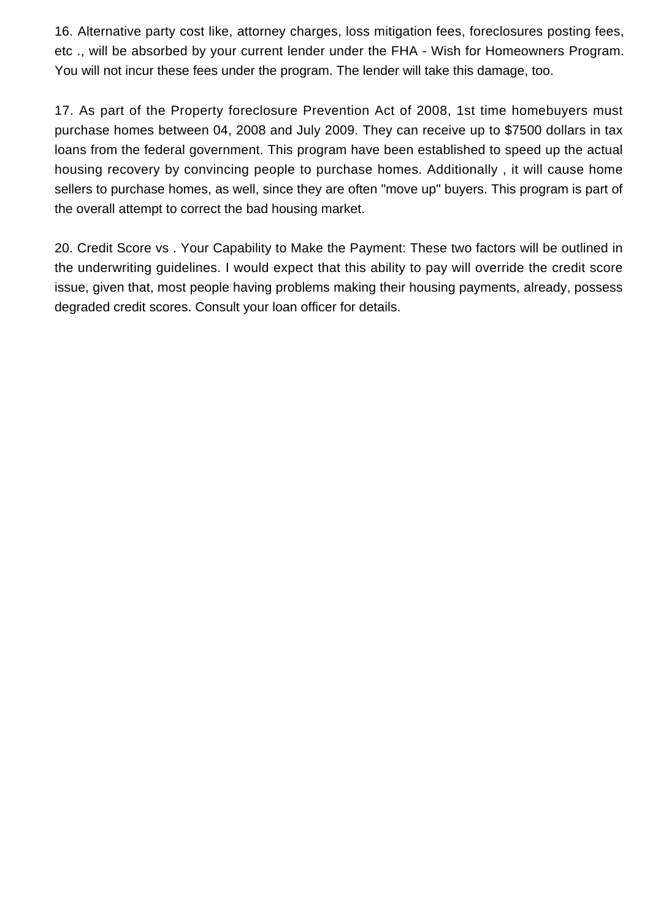16. Alternative party cost like, attorney charges, loss mitigation fees, foreclosures posting fees, etc ., will be absorbed by your current lender under the FHA - Wish for Homeowners Program. You will not incur these fees under the program. The lender will take this damage, too.

17. As part of the Property foreclosure Prevention Act of 2008, 1st time homebuyers must purchase homes between 04, 2008 and July 2009. They can receive up to $7500 dollars in tax loans from the federal government. This program have been established to speed up the actual housing recovery by convincing people to purchase homes. Additionally , it will cause home sellers to purchase homes, as well, since they are often "move up" buyers. This program is part of the overall attempt to correct the bad housing market.

20. Credit Score vs . Your Capability to Make the Payment: These two factors will be outlined in the underwriting guidelines. I would expect that this ability to pay will override the credit score issue, given that, most people having problems making their housing payments, already, possess degraded credit scores. Consult your loan officer for details.